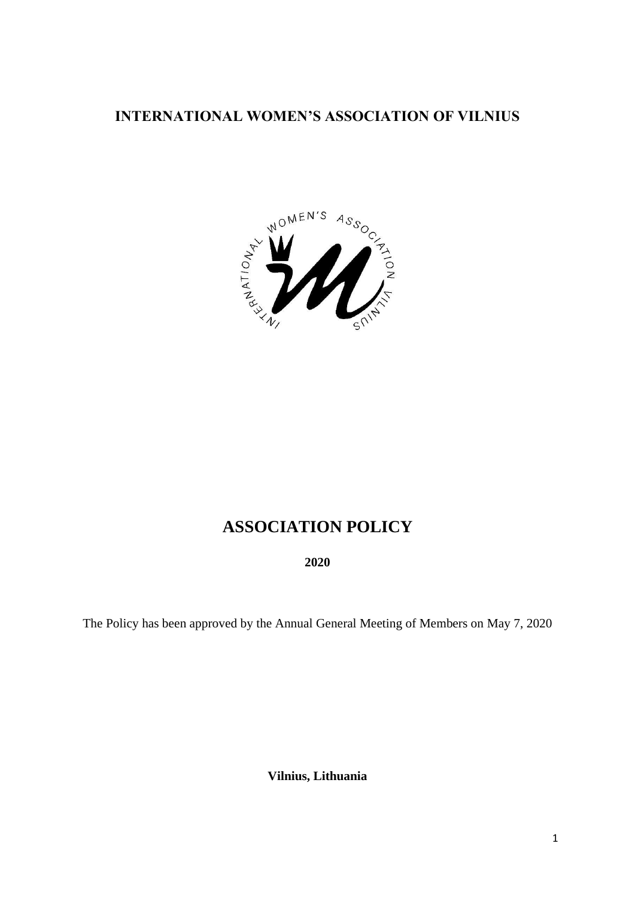# INTERNATIONAL WOMEN'S ASSOCIATION OF VILNIUS

# ASSOCIATION POLICY

**2020**

The Policy has been approved by the Annual General Meeting of Members on May 7, 2020

**Vilnius, Lithuania**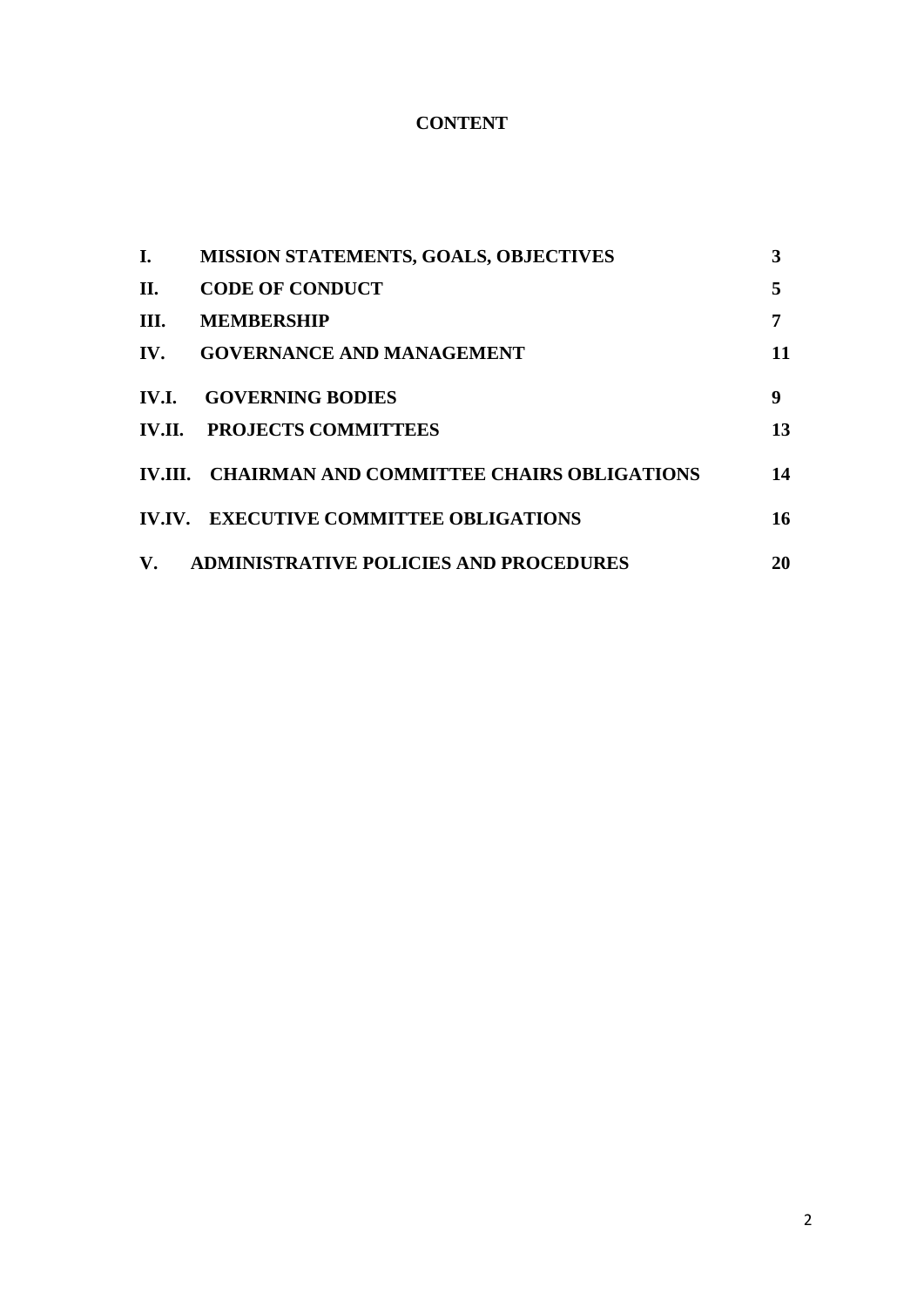# CONTENT

| | | |
|---|---|---|
| **I.** | **MISSION STATEMENTS, GOALS, OBJECTIVES** | **3** |
| **II.** | **CODE OF CONDUCT** | **5** |
| **III.** | **MEMBERSHIP** | **7** |
| **IV.** | **GOVERNANCE AND MANAGEMENT** | **11** |
| **IV.I.** | **GOVERNING BODIES** | **9** |
| **IV.II.** | **PROJECTS COMMITTEES** | **13** |
| **IV.III.** | **CHAIRMAN AND COMMITTEE CHAIRS OBLIGATIONS** | **14** |
| **IV.IV.** | **EXECUTIVE COMMITTEE OBLIGATIONS** | **16** |
| **V.** | **ADMINISTRATIVE POLICIES AND PROCEDURES** | **20** |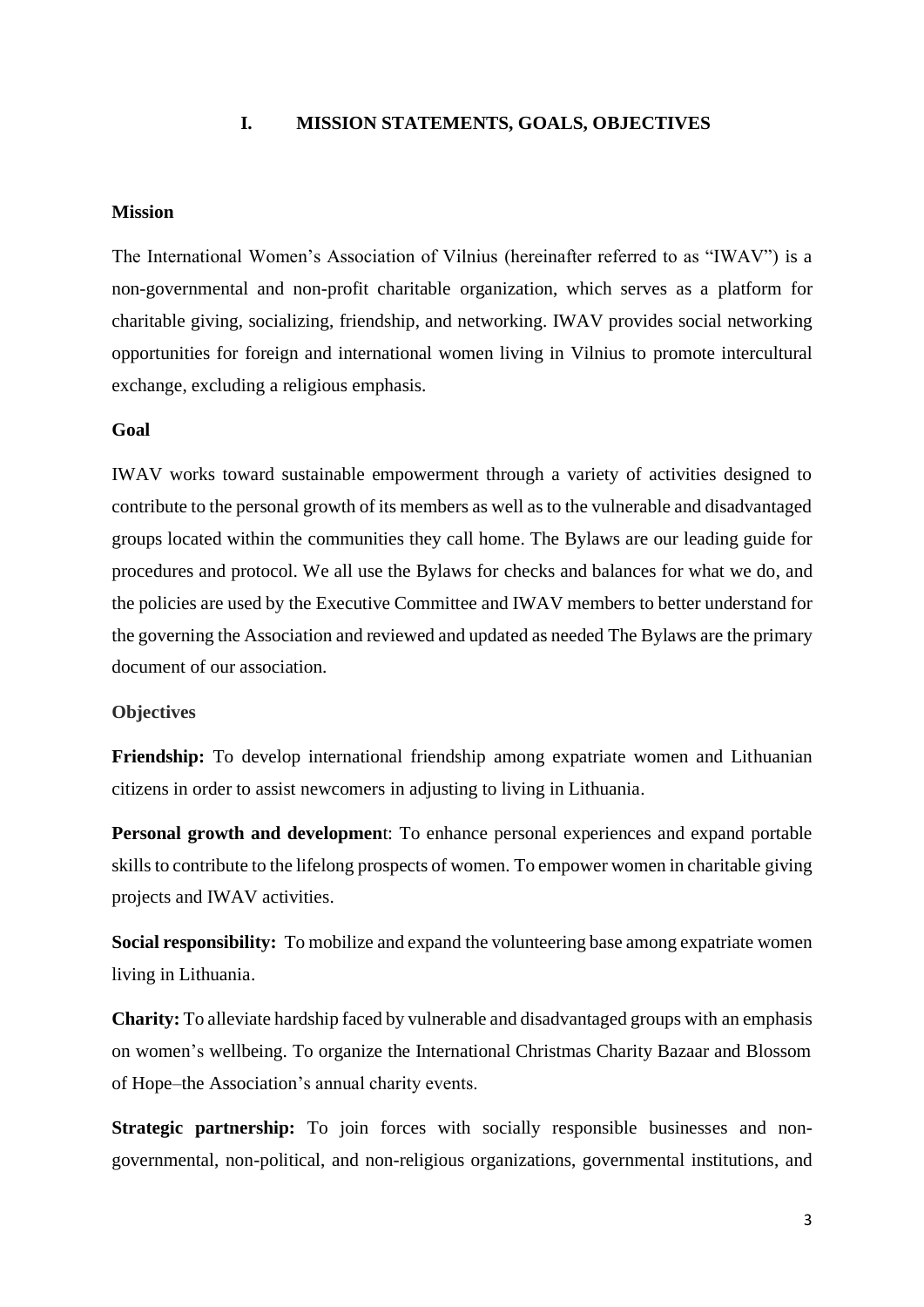# I. MISSION STATEMENTS, GOALS, OBJECTIVES

**Mission**

The International Women's Association of Vilnius (hereinafter referred to as "IWAV") is a non-governmental and non-profit charitable organization, which serves as a platform for charitable giving, socializing, friendship, and networking. IWAV provides social networking opportunities for foreign and international women living in Vilnius to promote intercultural exchange, excluding a religious emphasis.

**Goal**

IWAV works toward sustainable empowerment through a variety of activities designed to contribute to the personal growth of its members as well as to the vulnerable and disadvantaged groups located within the communities they call home. The Bylaws are our leading guide for procedures and protocol. We all use the Bylaws for checks and balances for what we do, and the policies are used by the Executive Committee and IWAV members to better understand for the governing the Association and reviewed and updated as needed The Bylaws are the primary document of our association.

**Objectives**

**Friendship:** To develop international friendship among expatriate women and Lithuanian citizens in order to assist newcomers in adjusting to living in Lithuania.

**Personal growth and developmen**t: To enhance personal experiences and expand portable skills to contribute to the lifelong prospects of women. To empower women in charitable giving projects and IWAV activities.

**Social responsibility:** To mobilize and expand the volunteering base among expatriate women living in Lithuania.

**Charity:** To alleviate hardship faced by vulnerable and disadvantaged groups with an emphasis on women's wellbeing. To organize the International Christmas Charity Bazaar and Blossom of Hope–the Association's annual charity events.

**Strategic partnership:** To join forces with socially responsible businesses and non-governmental, non-political, and non-religious organizations, governmental institutions, and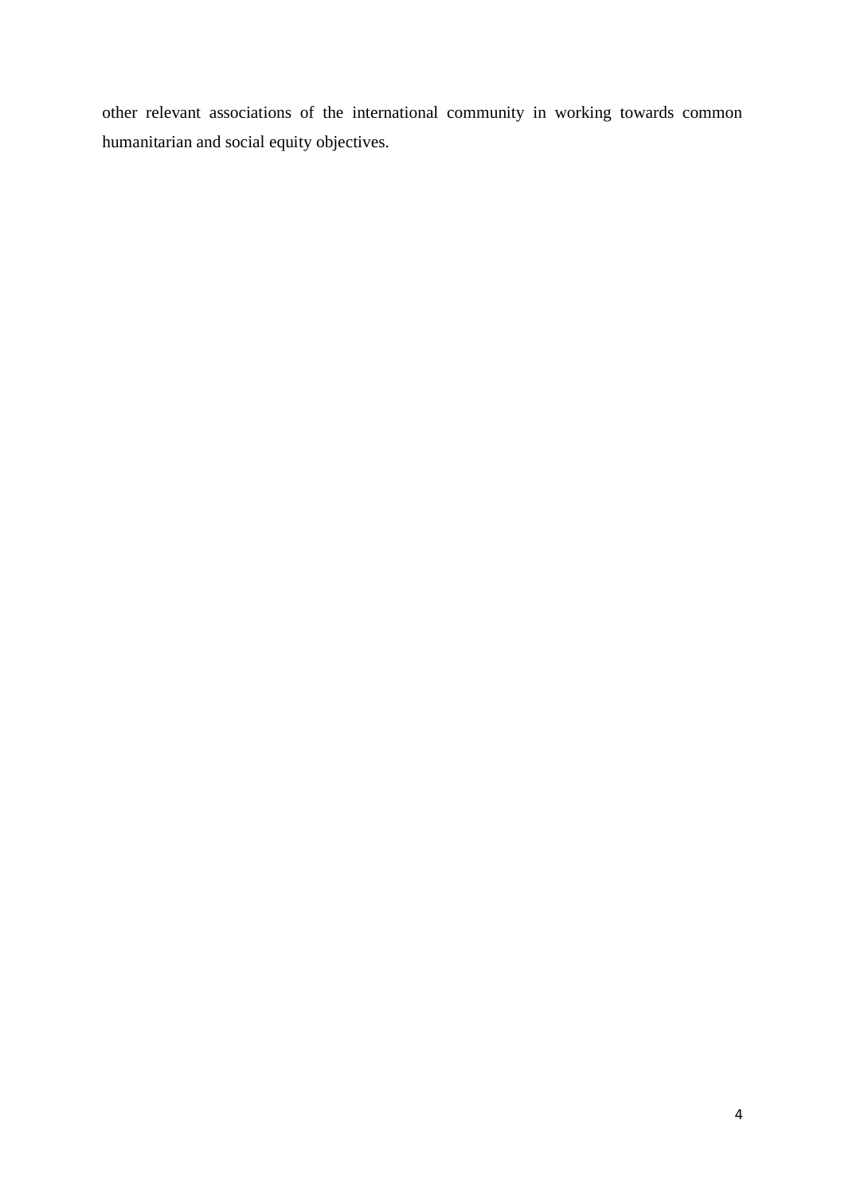other relevant associations of the international community in working towards common humanitarian and social equity objectives.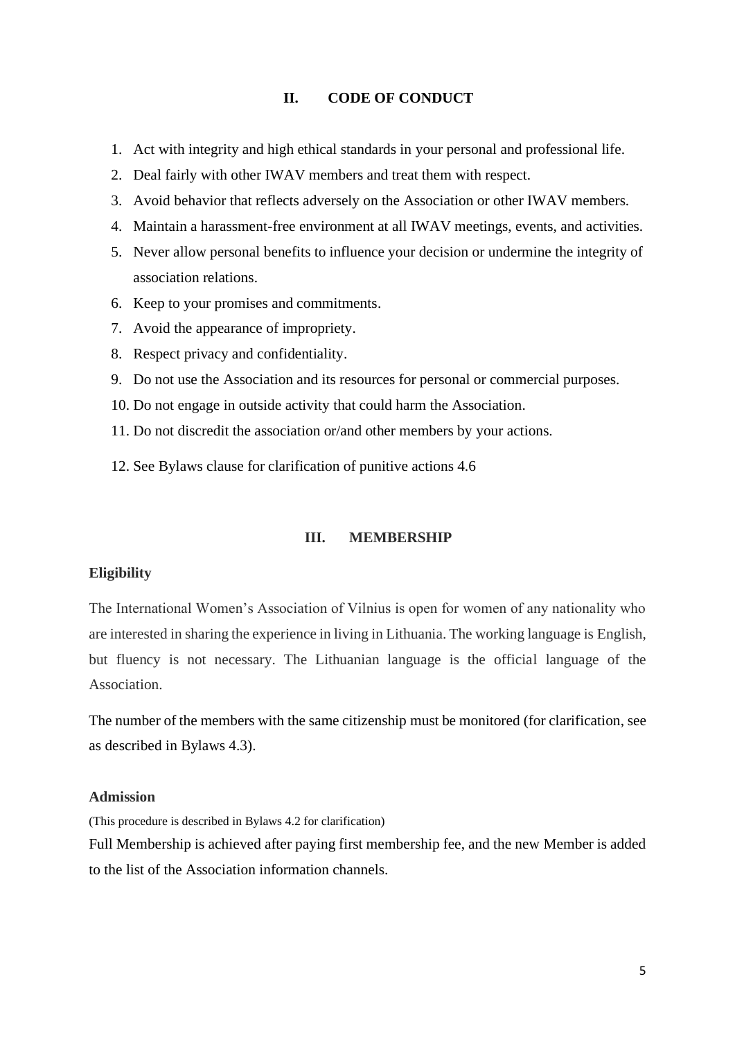## II. CODE OF CONDUCT

1. Act with integrity and high ethical standards in your personal and professional life.
2. Deal fairly with other IWAV members and treat them with respect.
3. Avoid behavior that reflects adversely on the Association or other IWAV members.
4. Maintain a harassment-free environment at all IWAV meetings, events, and activities.
5. Never allow personal benefits to influence your decision or undermine the integrity of association relations.
6. Keep to your promises and commitments.
7. Avoid the appearance of impropriety.
8. Respect privacy and confidentiality.
9. Do not use the Association and its resources for personal or commercial purposes.
10. Do not engage in outside activity that could harm the Association.
11. Do not discredit the association or/and other members by your actions.
12. See Bylaws clause for clarification of punitive actions 4.6

## III. MEMBERSHIP

**Eligibility**

The International Women's Association of Vilnius is open for women of any nationality who are interested in sharing the experience in living in Lithuania. The working language is English, but fluency is not necessary. The Lithuanian language is the official language of the Association.

The number of the members with the same citizenship must be monitored (for clarification, see as described in Bylaws 4.3).

**Admission**

(This procedure is described in Bylaws 4.2 for clarification)

Full Membership is achieved after paying first membership fee, and the new Member is added to the list of the Association information channels.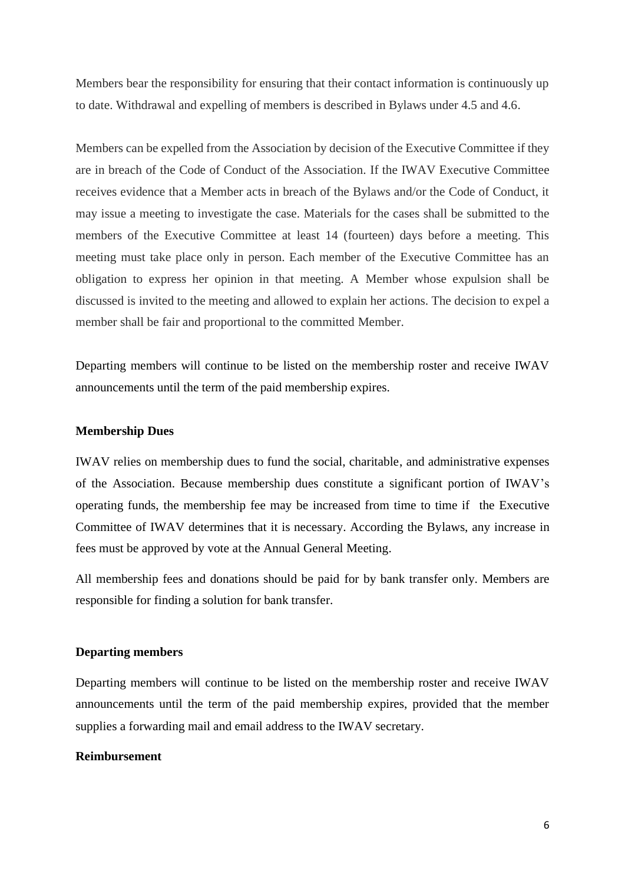Members bear the responsibility for ensuring that their contact information is continuously up to date. Withdrawal and expelling of members is described in Bylaws under 4.5 and 4.6.

Members can be expelled from the Association by decision of the Executive Committee if they are in breach of the Code of Conduct of the Association. If the IWAV Executive Committee receives evidence that a Member acts in breach of the Bylaws and/or the Code of Conduct, it may issue a meeting to investigate the case. Materials for the cases shall be submitted to the members of the Executive Committee at least 14 (fourteen) days before a meeting. This meeting must take place only in person. Each member of the Executive Committee has an obligation to express her opinion in that meeting. A Member whose expulsion shall be discussed is invited to the meeting and allowed to explain her actions. The decision to expel a member shall be fair and proportional to the committed Member.

Departing members will continue to be listed on the membership roster and receive IWAV announcements until the term of the paid membership expires.

**Membership Dues**

IWAV relies on membership dues to fund the social, charitable, and administrative expenses of the Association. Because membership dues constitute a significant portion of IWAV's operating funds, the membership fee may be increased from time to time if the Executive Committee of IWAV determines that it is necessary. According the Bylaws, any increase in fees must be approved by vote at the Annual General Meeting.

All membership fees and donations should be paid for by bank transfer only. Members are responsible for finding a solution for bank transfer.

**Departing members**

Departing members will continue to be listed on the membership roster and receive IWAV announcements until the term of the paid membership expires, provided that the member supplies a forwarding mail and email address to the IWAV secretary.

**Reimbursement**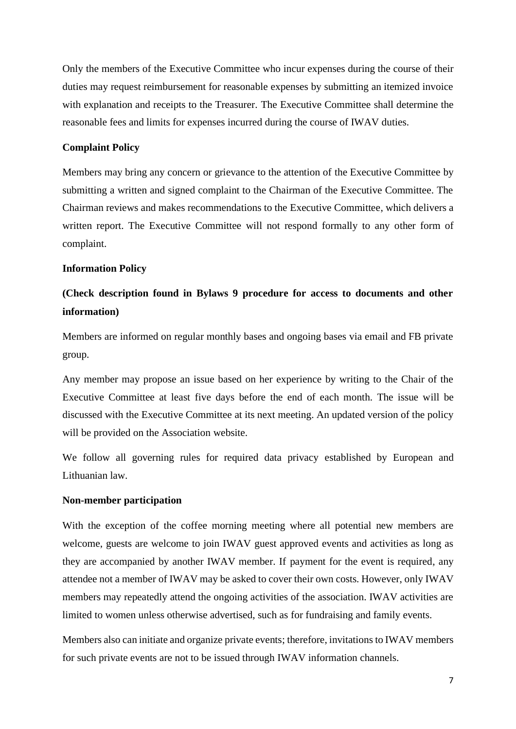Only the members of the Executive Committee who incur expenses during the course of their duties may request reimbursement for reasonable expenses by submitting an itemized invoice with explanation and receipts to the Treasurer. The Executive Committee shall determine the reasonable fees and limits for expenses incurred during the course of IWAV duties.

**Complaint Policy**

Members may bring any concern or grievance to the attention of the Executive Committee by submitting a written and signed complaint to the Chairman of the Executive Committee. The Chairman reviews and makes recommendations to the Executive Committee, which delivers a written report. The Executive Committee will not respond formally to any other form of complaint.

**Information Policy**

**(Check description found in Bylaws 9 procedure for access to documents and other information)**

Members are informed on regular monthly bases and ongoing bases via email and FB private group.

Any member may propose an issue based on her experience by writing to the Chair of the Executive Committee at least five days before the end of each month. The issue will be discussed with the Executive Committee at its next meeting. An updated version of the policy will be provided on the Association website.

We follow all governing rules for required data privacy established by European and Lithuanian law.

**Non-member participation**

With the exception of the coffee morning meeting where all potential new members are welcome, guests are welcome to join IWAV guest approved events and activities as long as they are accompanied by another IWAV member. If payment for the event is required, any attendee not a member of IWAV may be asked to cover their own costs. However, only IWAV members may repeatedly attend the ongoing activities of the association. IWAV activities are limited to women unless otherwise advertised, such as for fundraising and family events.

Members also can initiate and organize private events; therefore, invitations to IWAV members for such private events are not to be issued through IWAV information channels.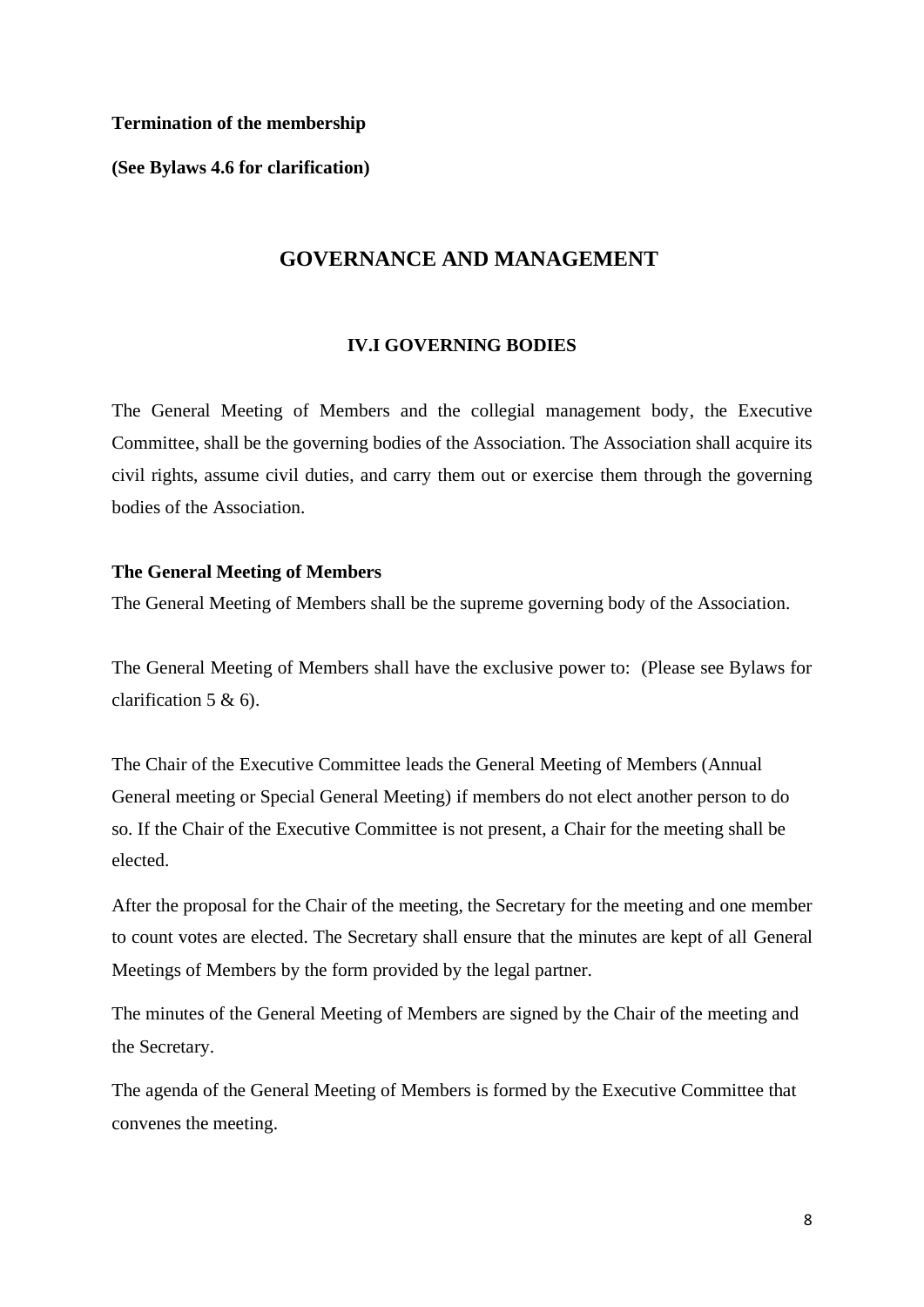**Termination of the membership**

**(See Bylaws 4.6 for clarification)**

## GOVERNANCE AND MANAGEMENT

### IV.I GOVERNING BODIES

The General Meeting of Members and the collegial management body, the Executive Committee, shall be the governing bodies of the Association. The Association shall acquire its civil rights, assume civil duties, and carry them out or exercise them through the governing bodies of the Association.

**The General Meeting of Members**

The General Meeting of Members shall be the supreme governing body of the Association.

The General Meeting of Members shall have the exclusive power to: (Please see Bylaws for clarification 5 & 6).

The Chair of the Executive Committee leads the General Meeting of Members (Annual General meeting or Special General Meeting) if members do not elect another person to do so. If the Chair of the Executive Committee is not present, a Chair for the meeting shall be elected.

After the proposal for the Chair of the meeting, the Secretary for the meeting and one member to count votes are elected. The Secretary shall ensure that the minutes are kept of all General Meetings of Members by the form provided by the legal partner.

The minutes of the General Meeting of Members are signed by the Chair of the meeting and the Secretary.

The agenda of the General Meeting of Members is formed by the Executive Committee that convenes the meeting.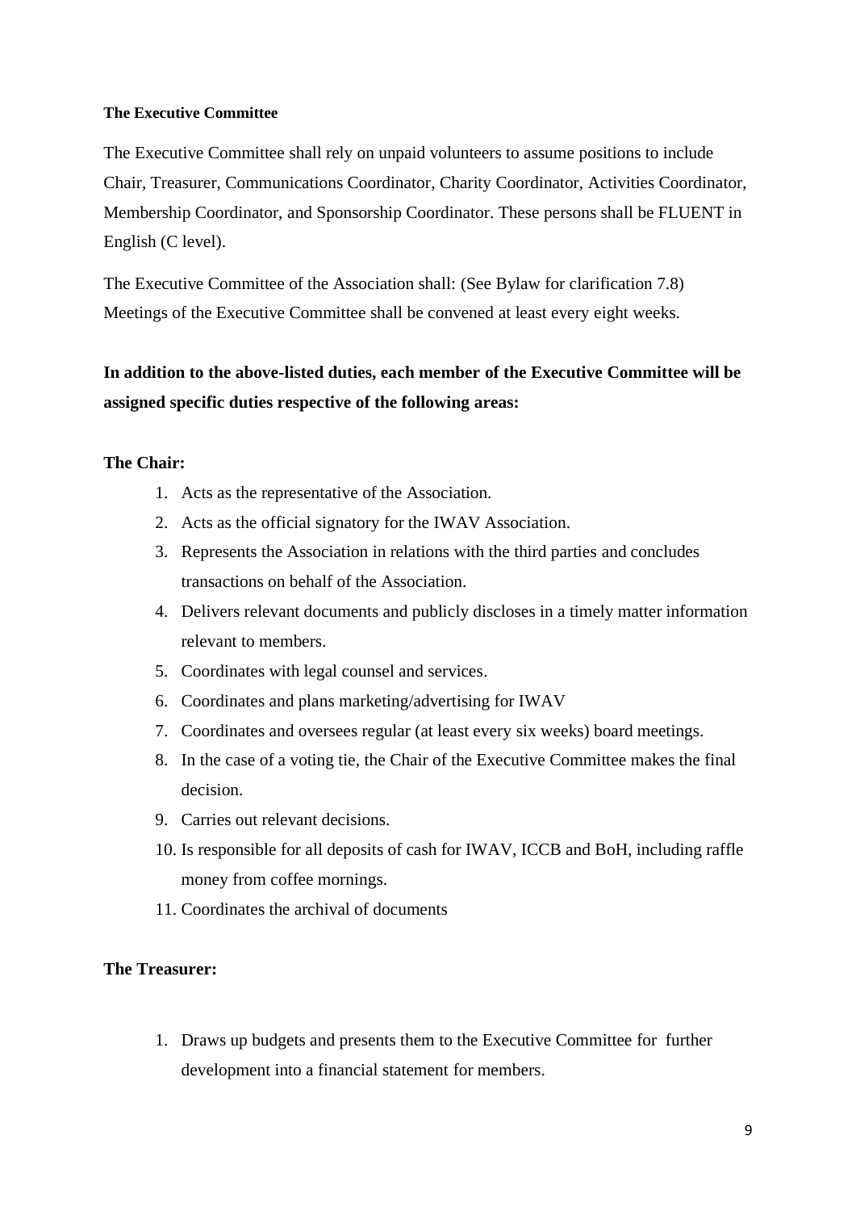**The Executive Committee**

The Executive Committee shall rely on unpaid volunteers to assume positions to include Chair, Treasurer, Communications Coordinator, Charity Coordinator, Activities Coordinator, Membership Coordinator, and Sponsorship Coordinator. These persons shall be FLUENT in English (C level).

The Executive Committee of the Association shall: (See Bylaw for clarification 7.8) Meetings of the Executive Committee shall be convened at least every eight weeks.

**In addition to the above-listed duties, each member of the Executive Committee will be assigned specific duties respective of the following areas:**

**The Chair:**

1. Acts as the representative of the Association.
2. Acts as the official signatory for the IWAV Association.
3. Represents the Association in relations with the third parties and concludes transactions on behalf of the Association.
4. Delivers relevant documents and publicly discloses in a timely matter information relevant to members.
5. Coordinates with legal counsel and services.
6. Coordinates and plans marketing/advertising for IWAV
7. Coordinates and oversees regular (at least every six weeks) board meetings.
8. In the case of a voting tie, the Chair of the Executive Committee makes the final decision.
9. Carries out relevant decisions.
10. Is responsible for all deposits of cash for IWAV, ICCB and BoH, including raffle money from coffee mornings.
11. Coordinates the archival of documents

**The Treasurer:**

1. Draws up budgets and presents them to the Executive Committee for further development into a financial statement for members.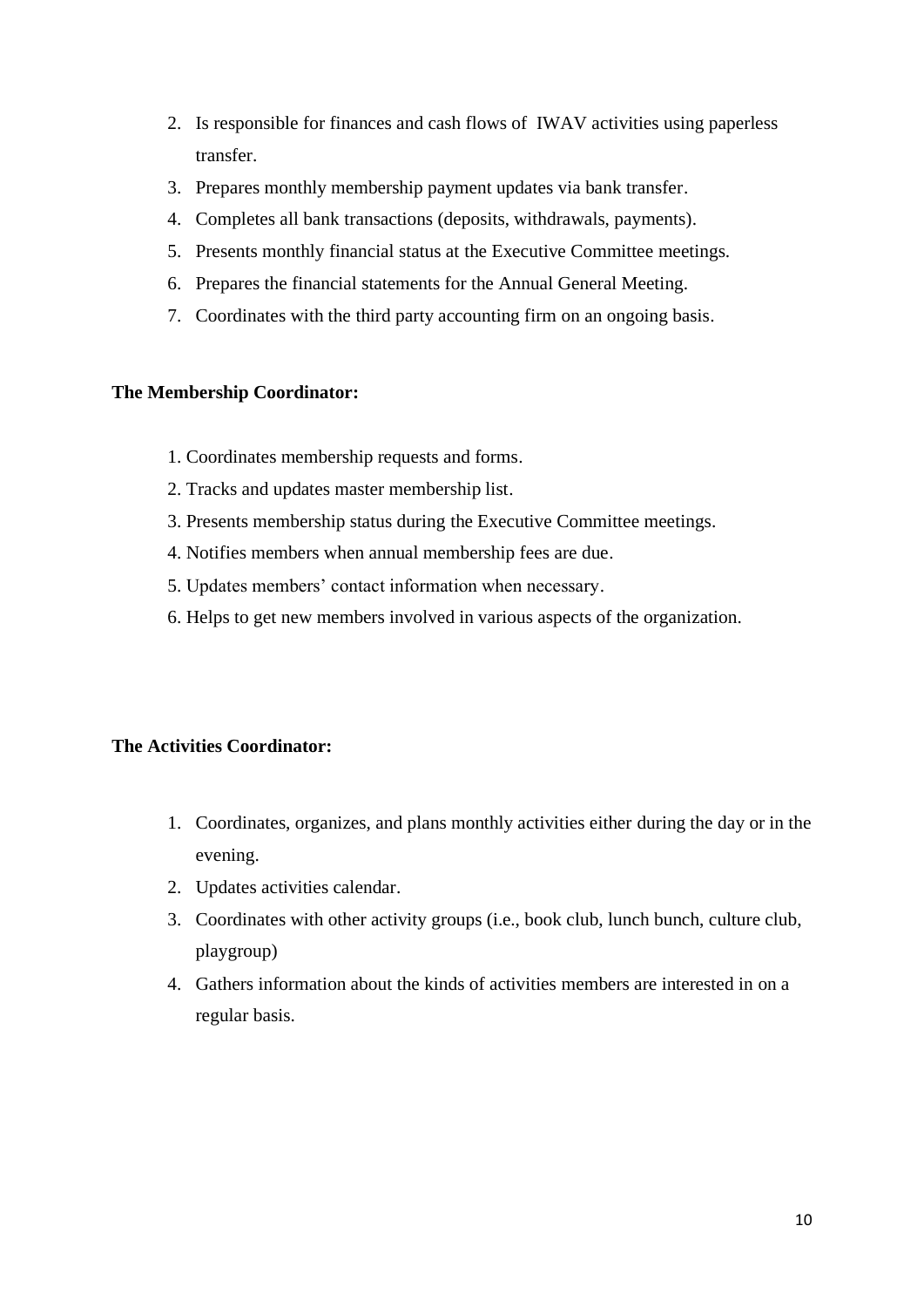2. Is responsible for finances and cash flows of IWAV activities using paperless transfer.
3. Prepares monthly membership payment updates via bank transfer.
4. Completes all bank transactions (deposits, withdrawals, payments).
5. Presents monthly financial status at the Executive Committee meetings.
6. Prepares the financial statements for the Annual General Meeting.
7. Coordinates with the third party accounting firm on an ongoing basis.

**The Membership Coordinator:**

1. Coordinates membership requests and forms.
2. Tracks and updates master membership list.
3. Presents membership status during the Executive Committee meetings.
4. Notifies members when annual membership fees are due.
5. Updates members' contact information when necessary.
6. Helps to get new members involved in various aspects of the organization.

**The Activities Coordinator:**

1. Coordinates, organizes, and plans monthly activities either during the day or in the evening.
2. Updates activities calendar.
3. Coordinates with other activity groups (i.e., book club, lunch bunch, culture club, playgroup)
4. Gathers information about the kinds of activities members are interested in on a regular basis.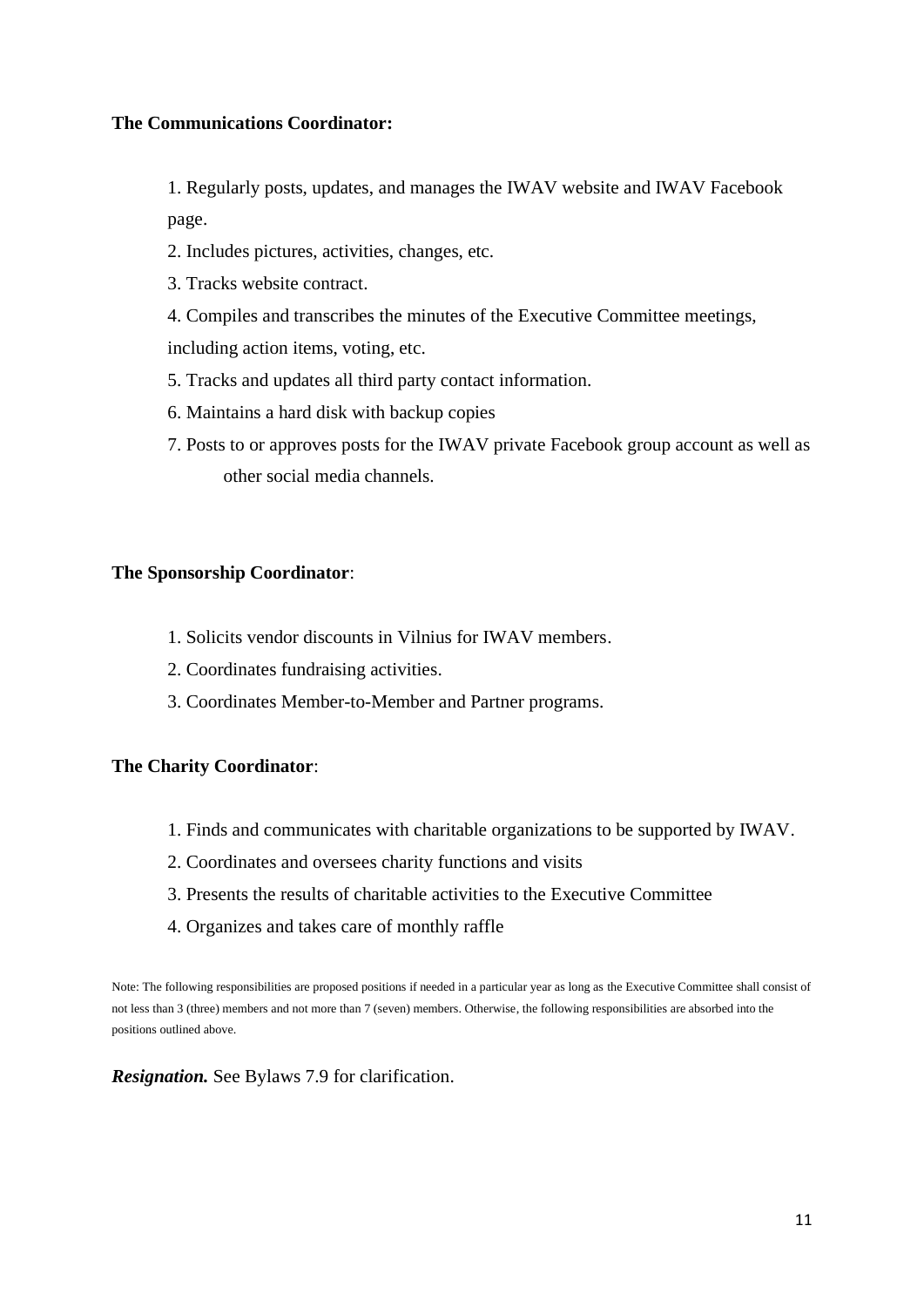**The Communications Coordinator:**

1. Regularly posts, updates, and manages the IWAV website and IWAV Facebook page.
2. Includes pictures, activities, changes, etc.
3. Tracks website contract.
4. Compiles and transcribes the minutes of the Executive Committee meetings, including action items, voting, etc.
5. Tracks and updates all third party contact information.
6. Maintains a hard disk with backup copies
7. Posts to or approves posts for the IWAV private Facebook group account as well as other social media channels.

**The Sponsorship Coordinator**:

1. Solicits vendor discounts in Vilnius for IWAV members.
2. Coordinates fundraising activities.
3. Coordinates Member-to-Member and Partner programs.

**The Charity Coordinator**:

1. Finds and communicates with charitable organizations to be supported by IWAV.
2. Coordinates and oversees charity functions and visits
3. Presents the results of charitable activities to the Executive Committee
4. Organizes and takes care of monthly raffle

Note: The following responsibilities are proposed positions if needed in a particular year as long as the Executive Committee shall consist of not less than 3 (three) members and not more than 7 (seven) members. Otherwise, the following responsibilities are absorbed into the positions outlined above.

***Resignation.*** See Bylaws 7.9 for clarification.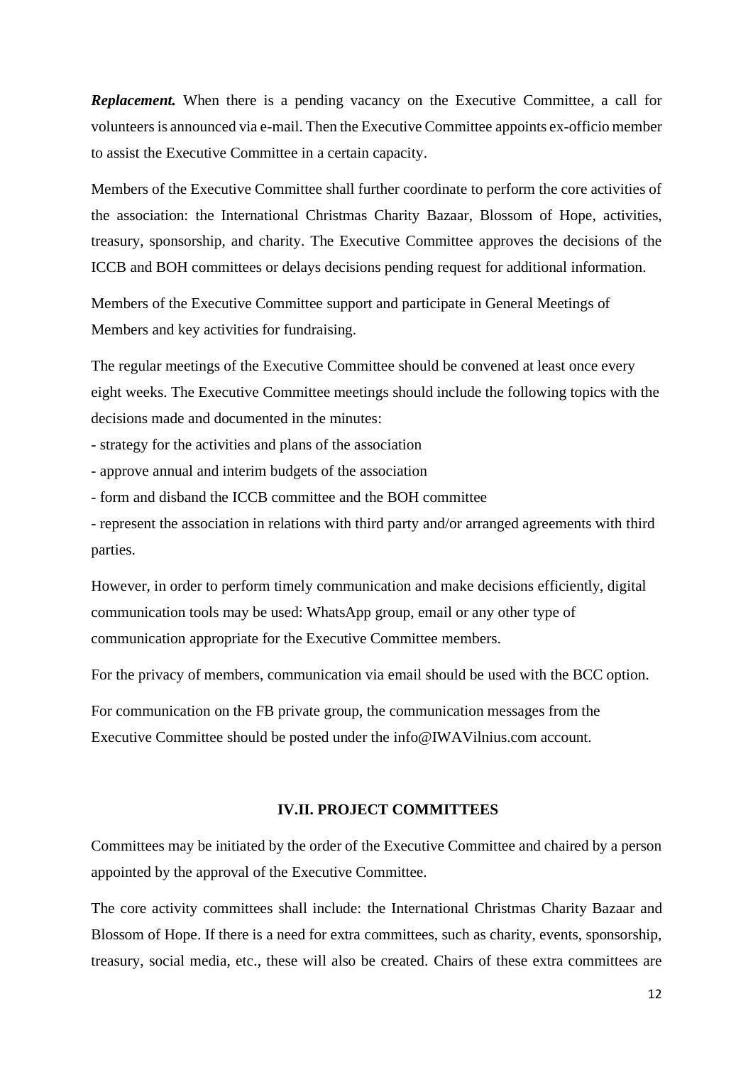***Replacement.*** When there is a pending vacancy on the Executive Committee, a call for volunteers is announced via e-mail. Then the Executive Committee appoints ex-officio member to assist the Executive Committee in a certain capacity.

Members of the Executive Committee shall further coordinate to perform the core activities of the association: the International Christmas Charity Bazaar, Blossom of Hope, activities, treasury, sponsorship, and charity. The Executive Committee approves the decisions of the ICCB and BOH committees or delays decisions pending request for additional information.

Members of the Executive Committee support and participate in General Meetings of Members and key activities for fundraising.

The regular meetings of the Executive Committee should be convened at least once every eight weeks. The Executive Committee meetings should include the following topics with the decisions made and documented in the minutes:

- strategy for the activities and plans of the association
- approve annual and interim budgets of the association
- form and disband the ICCB committee and the BOH committee
- represent the association in relations with third party and/or arranged agreements with third parties.

However, in order to perform timely communication and make decisions efficiently, digital communication tools may be used: WhatsApp group, email or any other type of communication appropriate for the Executive Committee members.

For the privacy of members, communication via email should be used with the BCC option.

For communication on the FB private group, the communication messages from the Executive Committee should be posted under the info@IWAVilnius.com account.

## IV.II. PROJECT COMMITTEES

Committees may be initiated by the order of the Executive Committee and chaired by a person appointed by the approval of the Executive Committee.

The core activity committees shall include: the International Christmas Charity Bazaar and Blossom of Hope. If there is a need for extra committees, such as charity, events, sponsorship, treasury, social media, etc., these will also be created. Chairs of these extra committees are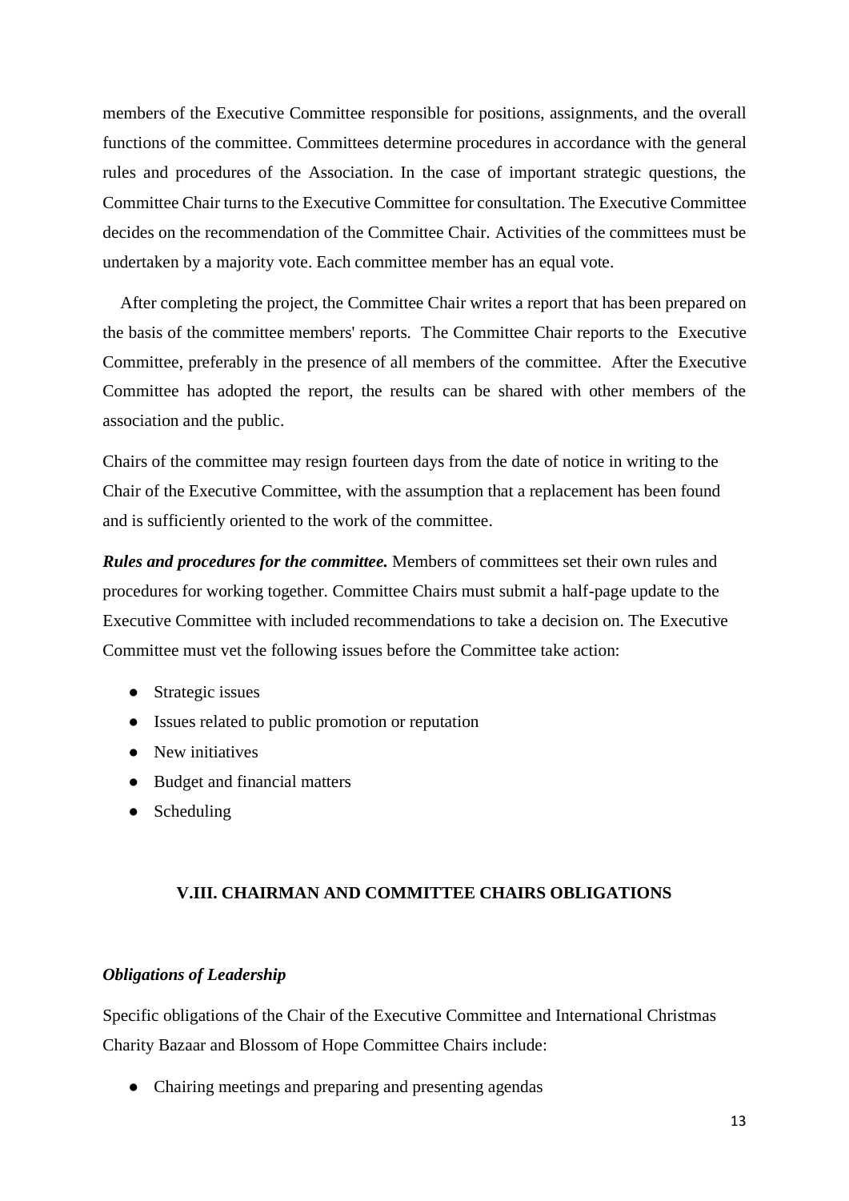members of the Executive Committee responsible for positions, assignments, and the overall functions of the committee. Committees determine procedures in accordance with the general rules and procedures of the Association. In the case of important strategic questions, the Committee Chair turns to the Executive Committee for consultation. The Executive Committee decides on the recommendation of the Committee Chair. Activities of the committees must be undertaken by a majority vote. Each committee member has an equal vote.

After completing the project, the Committee Chair writes a report that has been prepared on the basis of the committee members' reports. The Committee Chair reports to the Executive Committee, preferably in the presence of all members of the committee. After the Executive Committee has adopted the report, the results can be shared with other members of the association and the public.

Chairs of the committee may resign fourteen days from the date of notice in writing to the Chair of the Executive Committee, with the assumption that a replacement has been found and is sufficiently oriented to the work of the committee.

***Rules and procedures for the committee.*** Members of committees set their own rules and procedures for working together. Committee Chairs must submit a half-page update to the Executive Committee with included recommendations to take a decision on. The Executive Committee must vet the following issues before the Committee take action:

- Strategic issues
- Issues related to public promotion or reputation
- New initiatives
- Budget and financial matters
- Scheduling

## V.III. CHAIRMAN AND COMMITTEE CHAIRS OBLIGATIONS

### *Obligations of Leadership*

Specific obligations of the Chair of the Executive Committee and International Christmas Charity Bazaar and Blossom of Hope Committee Chairs include:

- Chairing meetings and preparing and presenting agendas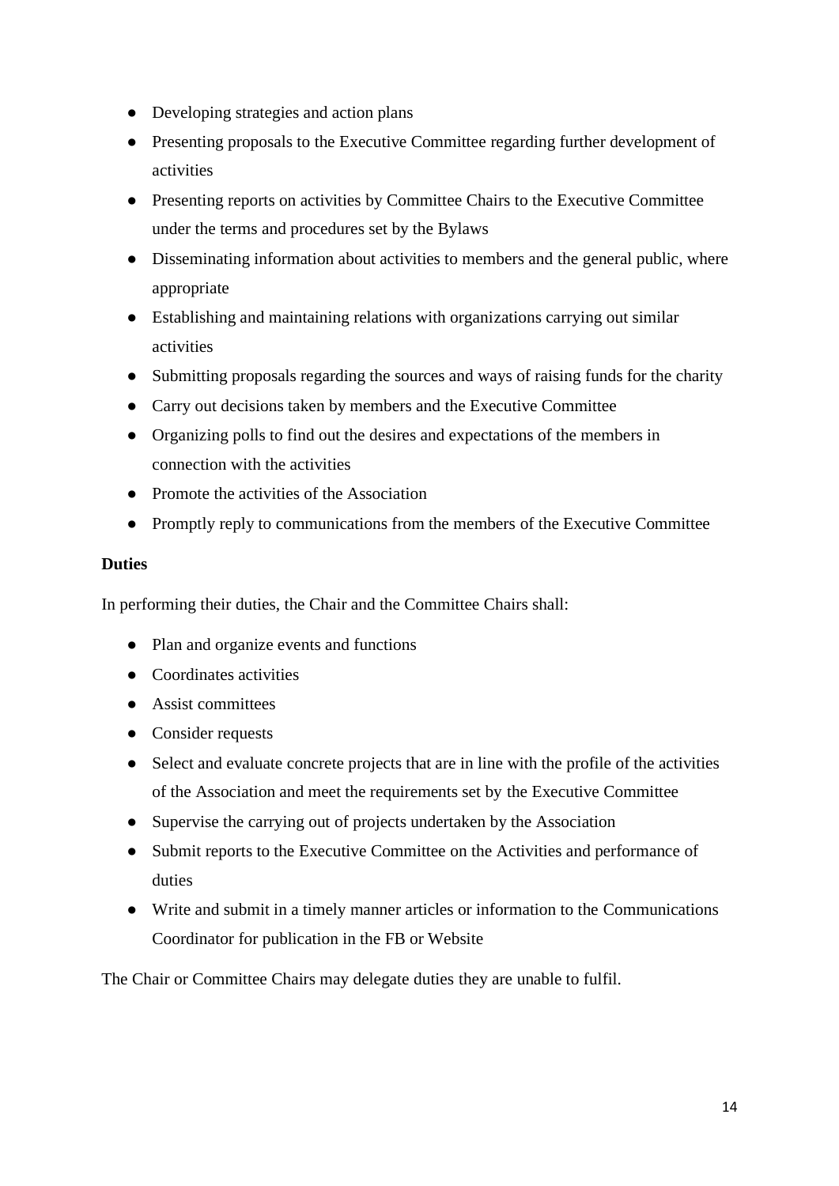- Developing strategies and action plans
- Presenting proposals to the Executive Committee regarding further development of activities
- Presenting reports on activities by Committee Chairs to the Executive Committee under the terms and procedures set by the Bylaws
- Disseminating information about activities to members and the general public, where appropriate
- Establishing and maintaining relations with organizations carrying out similar activities
- Submitting proposals regarding the sources and ways of raising funds for the charity
- Carry out decisions taken by members and the Executive Committee
- Organizing polls to find out the desires and expectations of the members in connection with the activities
- Promote the activities of the Association
- Promptly reply to communications from the members of the Executive Committee

**Duties**

In performing their duties, the Chair and the Committee Chairs shall:

- Plan and organize events and functions
- Coordinates activities
- Assist committees
- Consider requests
- Select and evaluate concrete projects that are in line with the profile of the activities of the Association and meet the requirements set by the Executive Committee
- Supervise the carrying out of projects undertaken by the Association
- Submit reports to the Executive Committee on the Activities and performance of duties
- Write and submit in a timely manner articles or information to the Communications Coordinator for publication in the FB or Website

The Chair or Committee Chairs may delegate duties they are unable to fulfil.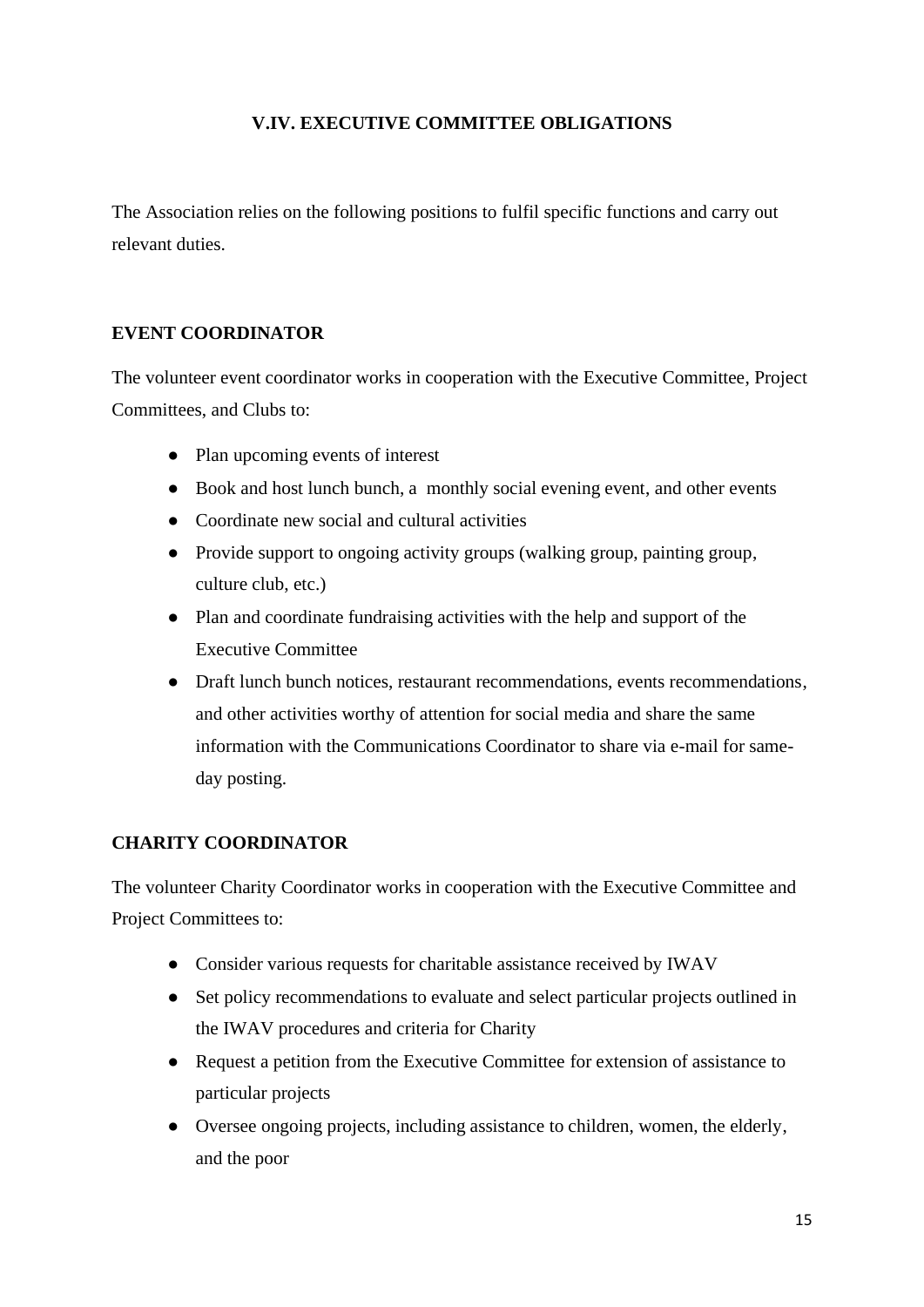## V.IV. EXECUTIVE COMMITTEE OBLIGATIONS

The Association relies on the following positions to fulfil specific functions and carry out relevant duties.

### EVENT COORDINATOR

The volunteer event coordinator works in cooperation with the Executive Committee, Project Committees, and Clubs to:

- Plan upcoming events of interest
- Book and host lunch bunch, a monthly social evening event, and other events
- Coordinate new social and cultural activities
- Provide support to ongoing activity groups (walking group, painting group, culture club, etc.)
- Plan and coordinate fundraising activities with the help and support of the Executive Committee
- Draft lunch bunch notices, restaurant recommendations, events recommendations, and other activities worthy of attention for social media and share the same information with the Communications Coordinator to share via e-mail for same-day posting.

### CHARITY COORDINATOR

The volunteer Charity Coordinator works in cooperation with the Executive Committee and Project Committees to:

- Consider various requests for charitable assistance received by IWAV
- Set policy recommendations to evaluate and select particular projects outlined in the IWAV procedures and criteria for Charity
- Request a petition from the Executive Committee for extension of assistance to particular projects
- Oversee ongoing projects, including assistance to children, women, the elderly, and the poor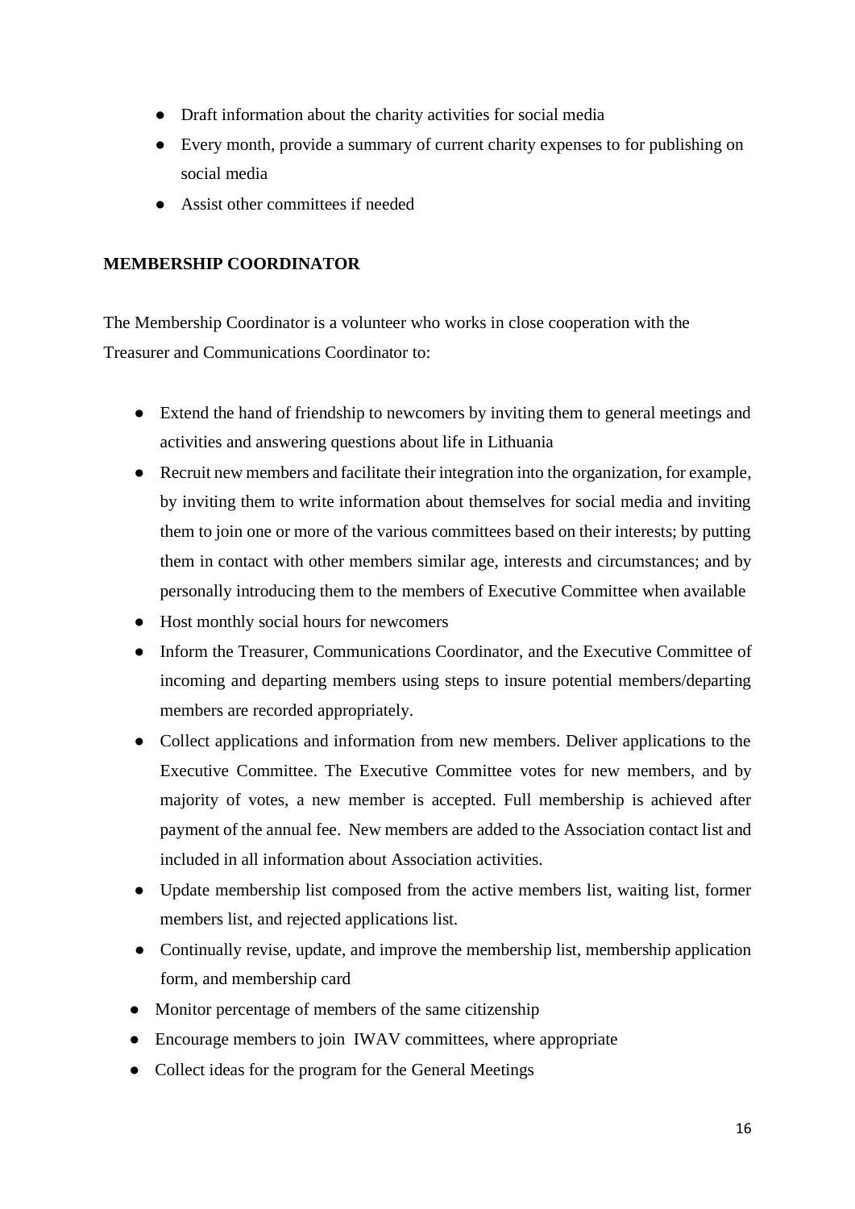- Draft information about the charity activities for social media
- Every month, provide a summary of current charity expenses to for publishing on social media
- Assist other committees if needed

**MEMBERSHIP COORDINATOR**

The Membership Coordinator is a volunteer who works in close cooperation with the Treasurer and Communications Coordinator to:

- Extend the hand of friendship to newcomers by inviting them to general meetings and activities and answering questions about life in Lithuania
- Recruit new members and facilitate their integration into the organization, for example, by inviting them to write information about themselves for social media and inviting them to join one or more of the various committees based on their interests; by putting them in contact with other members similar age, interests and circumstances; and by personally introducing them to the members of Executive Committee when available
- Host monthly social hours for newcomers
- Inform the Treasurer, Communications Coordinator, and the Executive Committee of incoming and departing members using steps to insure potential members/departing members are recorded appropriately.
- Collect applications and information from new members. Deliver applications to the Executive Committee. The Executive Committee votes for new members, and by majority of votes, a new member is accepted. Full membership is achieved after payment of the annual fee. New members are added to the Association contact list and included in all information about Association activities.
- Update membership list composed from the active members list, waiting list, former members list, and rejected applications list.
- Continually revise, update, and improve the membership list, membership application form, and membership card
- Monitor percentage of members of the same citizenship
- Encourage members to join IWAV committees, where appropriate
- Collect ideas for the program for the General Meetings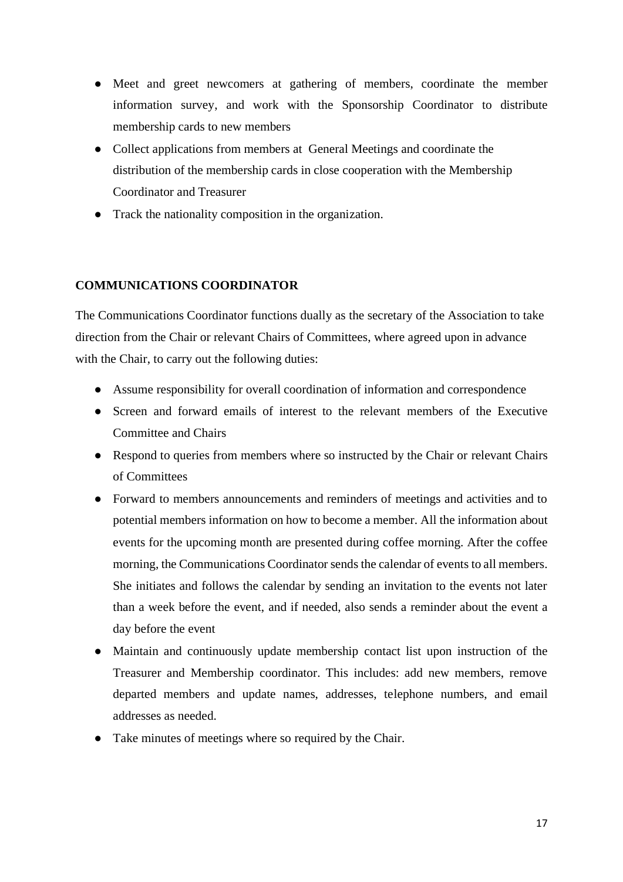- Meet and greet newcomers at gathering of members, coordinate the member information survey, and work with the Sponsorship Coordinator to distribute membership cards to new members
- Collect applications from members at General Meetings and coordinate the distribution of the membership cards in close cooperation with the Membership Coordinator and Treasurer
- Track the nationality composition in the organization.

**COMMUNICATIONS COORDINATOR**

The Communications Coordinator functions dually as the secretary of the Association to take direction from the Chair or relevant Chairs of Committees, where agreed upon in advance with the Chair, to carry out the following duties:

- Assume responsibility for overall coordination of information and correspondence
- Screen and forward emails of interest to the relevant members of the Executive Committee and Chairs
- Respond to queries from members where so instructed by the Chair or relevant Chairs of Committees
- Forward to members announcements and reminders of meetings and activities and to potential members information on how to become a member. All the information about events for the upcoming month are presented during coffee morning. After the coffee morning, the Communications Coordinator sends the calendar of events to all members. She initiates and follows the calendar by sending an invitation to the events not later than a week before the event, and if needed, also sends a reminder about the event a day before the event
- Maintain and continuously update membership contact list upon instruction of the Treasurer and Membership coordinator. This includes: add new members, remove departed members and update names, addresses, telephone numbers, and email addresses as needed.
- Take minutes of meetings where so required by the Chair.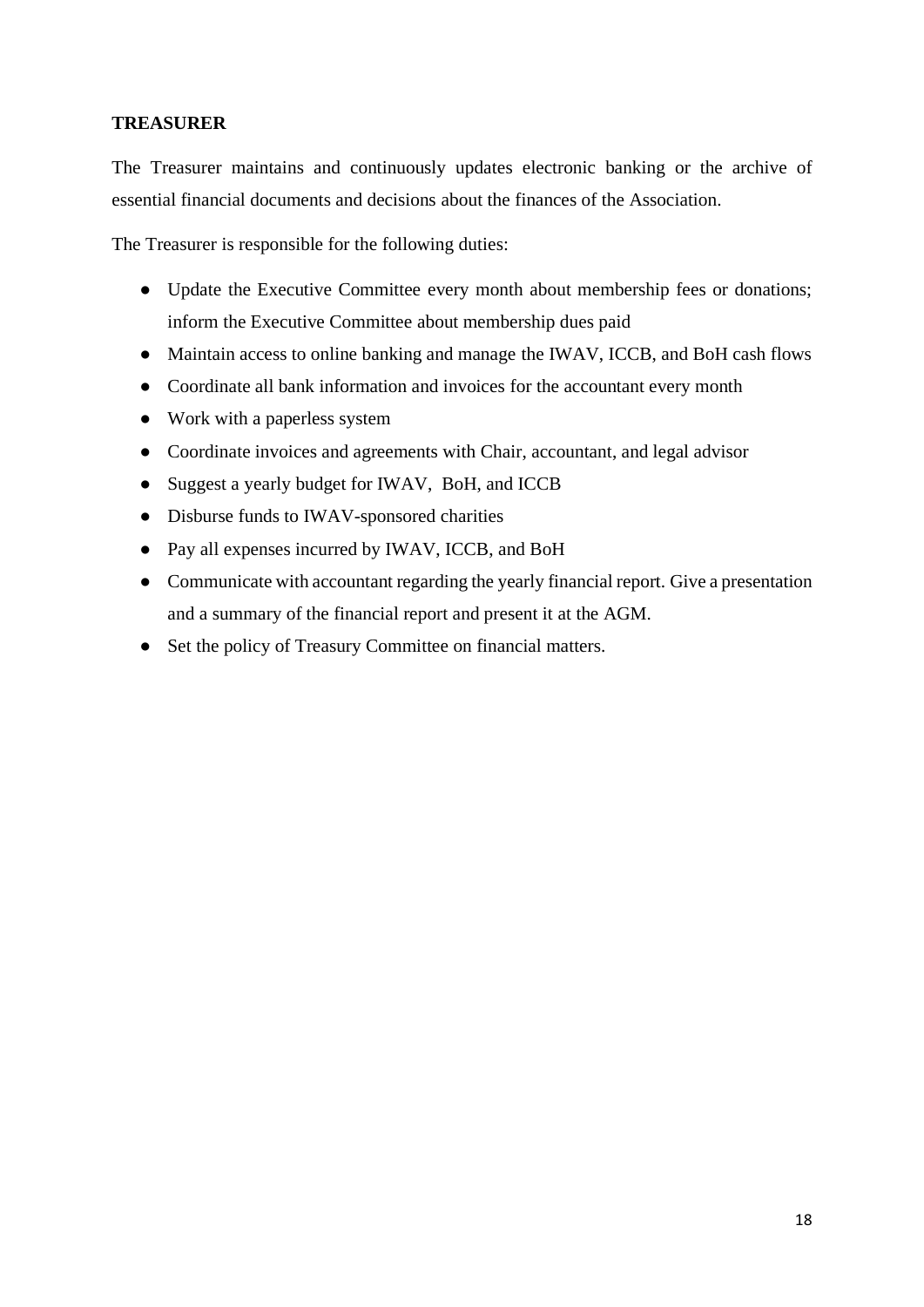**TREASURER**

The Treasurer maintains and continuously updates electronic banking or the archive of essential financial documents and decisions about the finances of the Association.

The Treasurer is responsible for the following duties:

- Update the Executive Committee every month about membership fees or donations; inform the Executive Committee about membership dues paid
- Maintain access to online banking and manage the IWAV, ICCB, and BoH cash flows
- Coordinate all bank information and invoices for the accountant every month
- Work with a paperless system
- Coordinate invoices and agreements with Chair, accountant, and legal advisor
- Suggest a yearly budget for IWAV, BoH, and ICCB
- Disburse funds to IWAV-sponsored charities
- Pay all expenses incurred by IWAV, ICCB, and BoH
- Communicate with accountant regarding the yearly financial report. Give a presentation and a summary of the financial report and present it at the AGM.
- Set the policy of Treasury Committee on financial matters.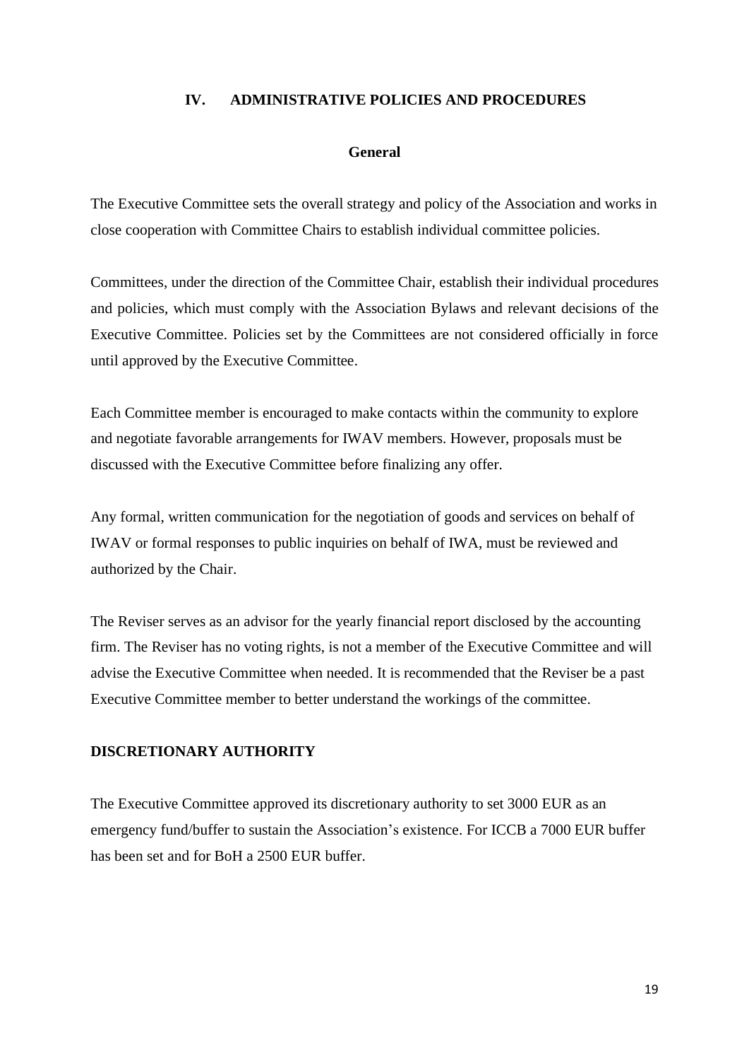# IV. ADMINISTRATIVE POLICIES AND PROCEDURES

## General

The Executive Committee sets the overall strategy and policy of the Association and works in close cooperation with Committee Chairs to establish individual committee policies.

Committees, under the direction of the Committee Chair, establish their individual procedures and policies, which must comply with the Association Bylaws and relevant decisions of the Executive Committee. Policies set by the Committees are not considered officially in force until approved by the Executive Committee.

Each Committee member is encouraged to make contacts within the community to explore and negotiate favorable arrangements for IWAV members. However, proposals must be discussed with the Executive Committee before finalizing any offer.

Any formal, written communication for the negotiation of goods and services on behalf of IWAV or formal responses to public inquiries on behalf of IWA, must be reviewed and authorized by the Chair.

The Reviser serves as an advisor for the yearly financial report disclosed by the accounting firm. The Reviser has no voting rights, is not a member of the Executive Committee and will advise the Executive Committee when needed. It is recommended that the Reviser be a past Executive Committee member to better understand the workings of the committee.

## DISCRETIONARY AUTHORITY

The Executive Committee approved its discretionary authority to set 3000 EUR as an emergency fund/buffer to sustain the Association's existence. For ICCB a 7000 EUR buffer has been set and for BoH a 2500 EUR buffer.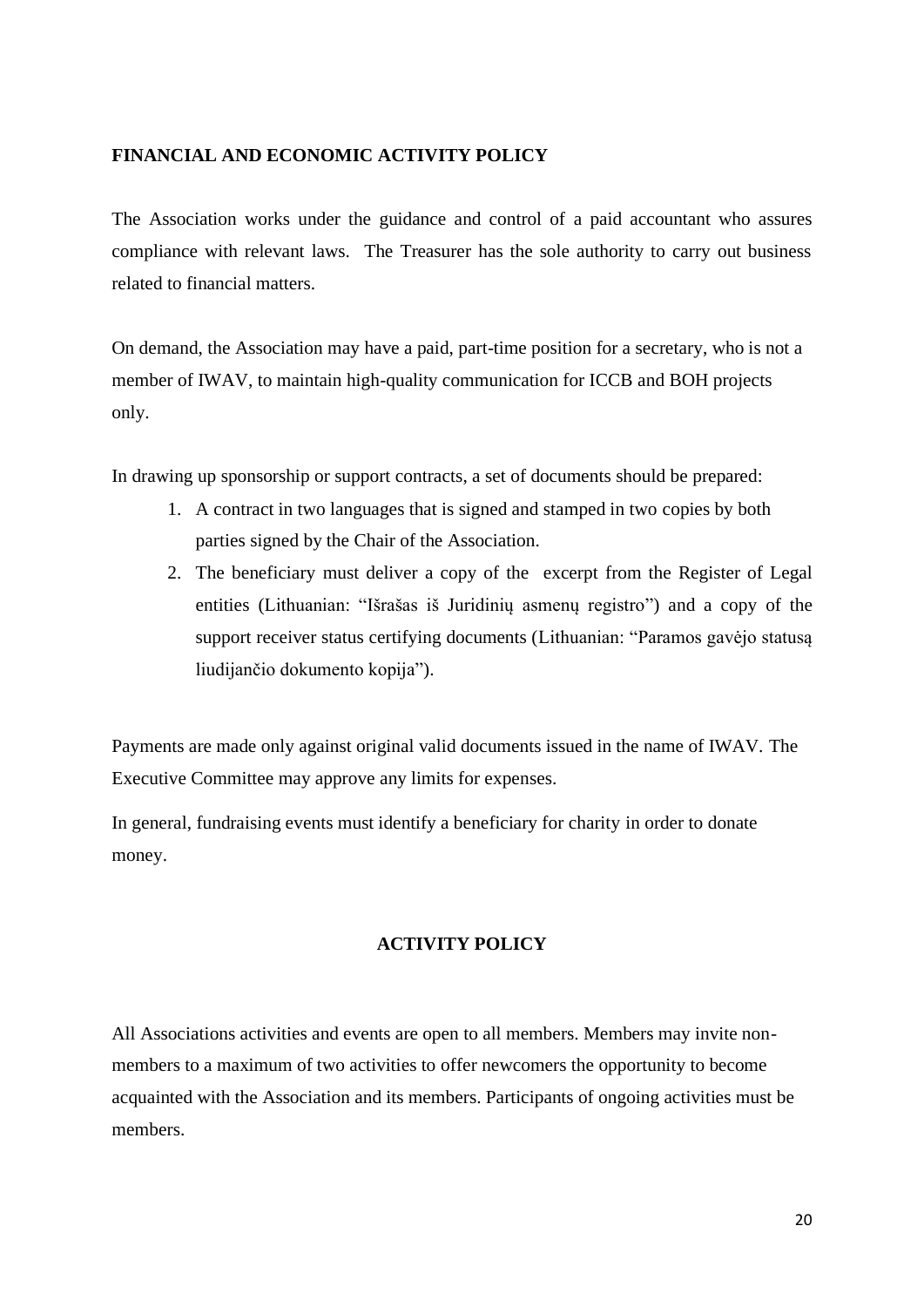**FINANCIAL AND ECONOMIC ACTIVITY POLICY**

The Association works under the guidance and control of a paid accountant who assures compliance with relevant laws. The Treasurer has the sole authority to carry out business related to financial matters.

On demand, the Association may have a paid, part-time position for a secretary, who is not a member of IWAV, to maintain high-quality communication for ICCB and BOH projects only.

In drawing up sponsorship or support contracts, a set of documents should be prepared:

1. A contract in two languages that is signed and stamped in two copies by both parties signed by the Chair of the Association.
2. The beneficiary must deliver a copy of the excerpt from the Register of Legal entities (Lithuanian: "Išrašas iš Juridinių asmenų registro") and a copy of the support receiver status certifying documents (Lithuanian: "Paramos gavėjo statusą liudijančio dokumento kopija").

Payments are made only against original valid documents issued in the name of IWAV. The Executive Committee may approve any limits for expenses.

In general, fundraising events must identify a beneficiary for charity in order to donate money.

**ACTIVITY POLICY**

All Associations activities and events are open to all members. Members may invite non-members to a maximum of two activities to offer newcomers the opportunity to become acquainted with the Association and its members. Participants of ongoing activities must be members.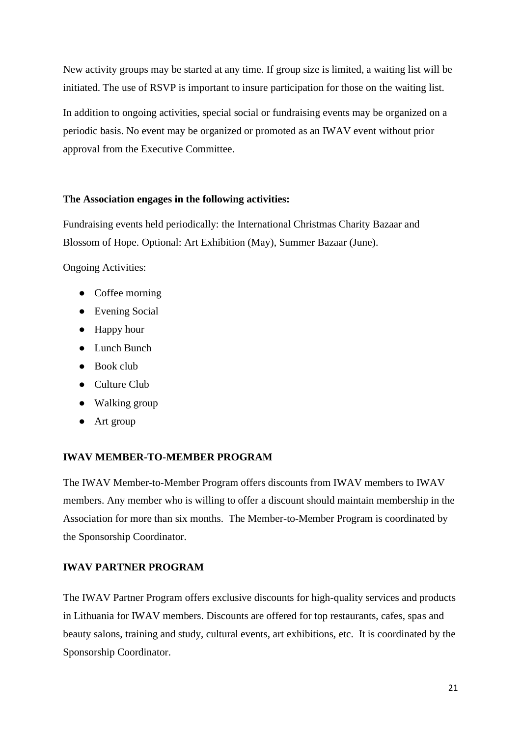New activity groups may be started at any time. If group size is limited, a waiting list will be initiated. The use of RSVP is important to insure participation for those on the waiting list.

In addition to ongoing activities, special social or fundraising events may be organized on a periodic basis. No event may be organized or promoted as an IWAV event without prior approval from the Executive Committee.

**The Association engages in the following activities:**

Fundraising events held periodically: the International Christmas Charity Bazaar and Blossom of Hope. Optional: Art Exhibition (May), Summer Bazaar (June).

Ongoing Activities:

- Coffee morning
- Evening Social
- Happy hour
- Lunch Bunch
- Book club
- Culture Club
- Walking group
- Art group

## IWAV MEMBER-TO-MEMBER PROGRAM

The IWAV Member-to-Member Program offers discounts from IWAV members to IWAV members. Any member who is willing to offer a discount should maintain membership in the Association for more than six months. The Member-to-Member Program is coordinated by the Sponsorship Coordinator.

## IWAV PARTNER PROGRAM

The IWAV Partner Program offers exclusive discounts for high-quality services and products in Lithuania for IWAV members. Discounts are offered for top restaurants, cafes, spas and beauty salons, training and study, cultural events, art exhibitions, etc. It is coordinated by the Sponsorship Coordinator.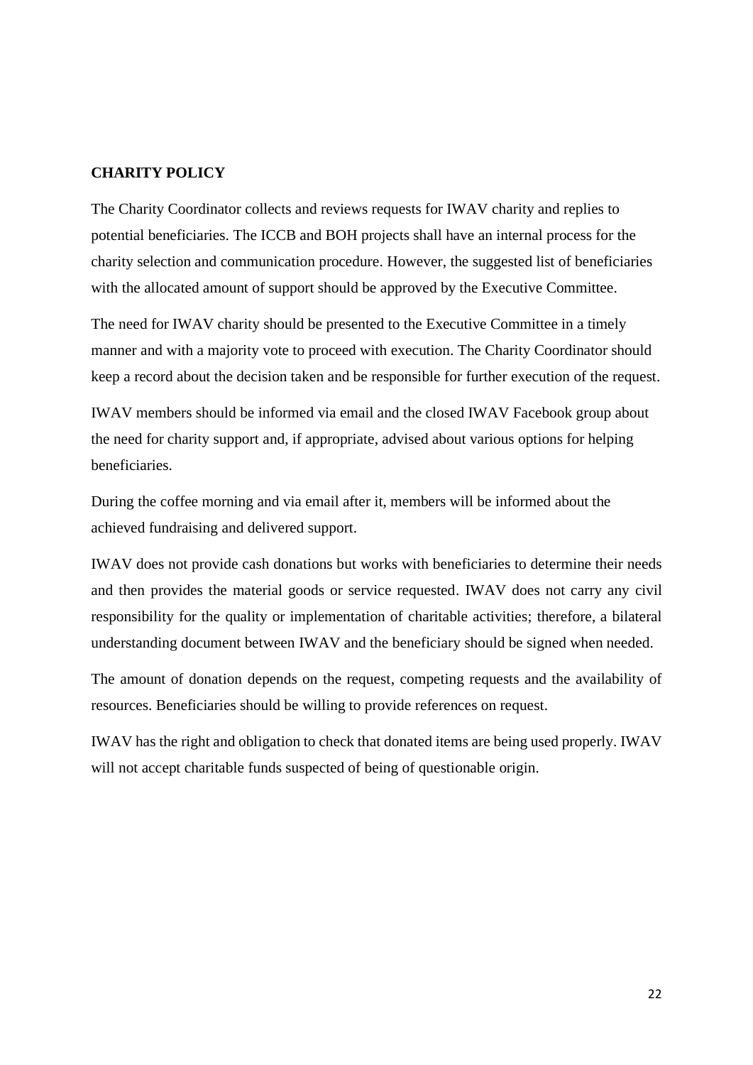## CHARITY POLICY

The Charity Coordinator collects and reviews requests for IWAV charity and replies to potential beneficiaries. The ICCB and BOH projects shall have an internal process for the charity selection and communication procedure. However, the suggested list of beneficiaries with the allocated amount of support should be approved by the Executive Committee.

The need for IWAV charity should be presented to the Executive Committee in a timely manner and with a majority vote to proceed with execution. The Charity Coordinator should keep a record about the decision taken and be responsible for further execution of the request.

IWAV members should be informed via email and the closed IWAV Facebook group about the need for charity support and, if appropriate, advised about various options for helping beneficiaries.

During the coffee morning and via email after it, members will be informed about the achieved fundraising and delivered support.

IWAV does not provide cash donations but works with beneficiaries to determine their needs and then provides the material goods or service requested. IWAV does not carry any civil responsibility for the quality or implementation of charitable activities; therefore, a bilateral understanding document between IWAV and the beneficiary should be signed when needed.

The amount of donation depends on the request, competing requests and the availability of resources. Beneficiaries should be willing to provide references on request.

IWAV has the right and obligation to check that donated items are being used properly. IWAV will not accept charitable funds suspected of being of questionable origin.